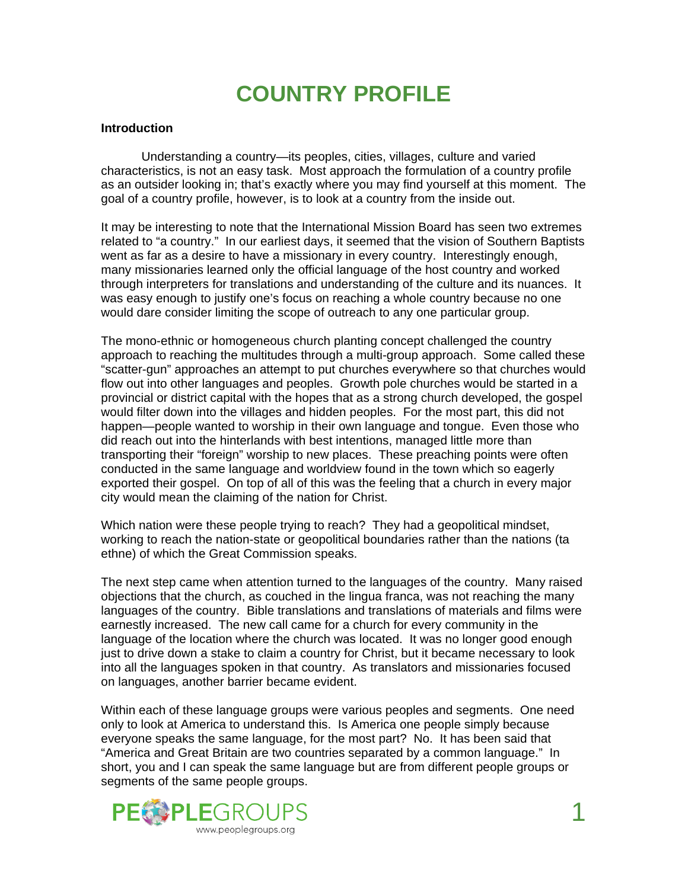# COUNTRY PROFILE

**Introduction**

Understanding a country—its peoples, cities, villages, culture and varied characteristics, is not an easy task. Most approach the formulation of a country profile as an outsider looking in; that's exactly where you may find yourself at this moment. The goal of a country profile, however, is to look at a country from the inside out.

It may be interesting to note that the International Mission Board has seen two extremes related to "a country." In our earliest days, it seemed that the vision of Southern Baptists went as far as a desire to have a missionary in every country. Interestingly enough, many missionaries learned only the official language of the host country and worked through interpreters for translations and understanding of the culture and its nuances. It was easy enough to justify one's focus on reaching a whole country because no one would dare consider limiting the scope of outreach to any one particular group.

The mono-ethnic or homogeneous church planting concept challenged the country approach to reaching the multitudes through a multi-group approach. Some called these "scatter-gun" approaches an attempt to put churches everywhere so that churches would flow out into other languages and peoples. Growth pole churches would be started in a provincial or district capital with the hopes that as a strong church developed, the gospel would filter down into the villages and hidden peoples. For the most part, this did not happen—people wanted to worship in their own language and tongue. Even those who did reach out into the hinterlands with best intentions, managed little more than transporting their "foreign" worship to new places. These preaching points were often conducted in the same language and worldview found in the town which so eagerly exported their gospel. On top of all of this was the feeling that a church in every major city would mean the claiming of the nation for Christ.

Which nation were these people trying to reach? They had a geopolitical mindset, working to reach the nation-state or geopolitical boundaries rather than the nations (ta ethne) of which the Great Commission speaks.

The next step came when attention turned to the languages of the country. Many raised objections that the church, as couched in the lingua franca, was not reaching the many languages of the country. Bible translations and translations of materials and films were earnestly increased. The new call came for a church for every community in the language of the location where the church was located. It was no longer good enough just to drive down a stake to claim a country for Christ, but it became necessary to look into all the languages spoken in that country. As translators and missionaries focused on languages, another barrier became evident.

Within each of these language groups were various peoples and segments. One need only to look at America to understand this. Is America one people simply because everyone speaks the same language, for the most part? No. It has been said that "America and Great Britain are two countries separated by a common language." In short, you and I can speak the same language but are from different people groups or segments of the same people groups.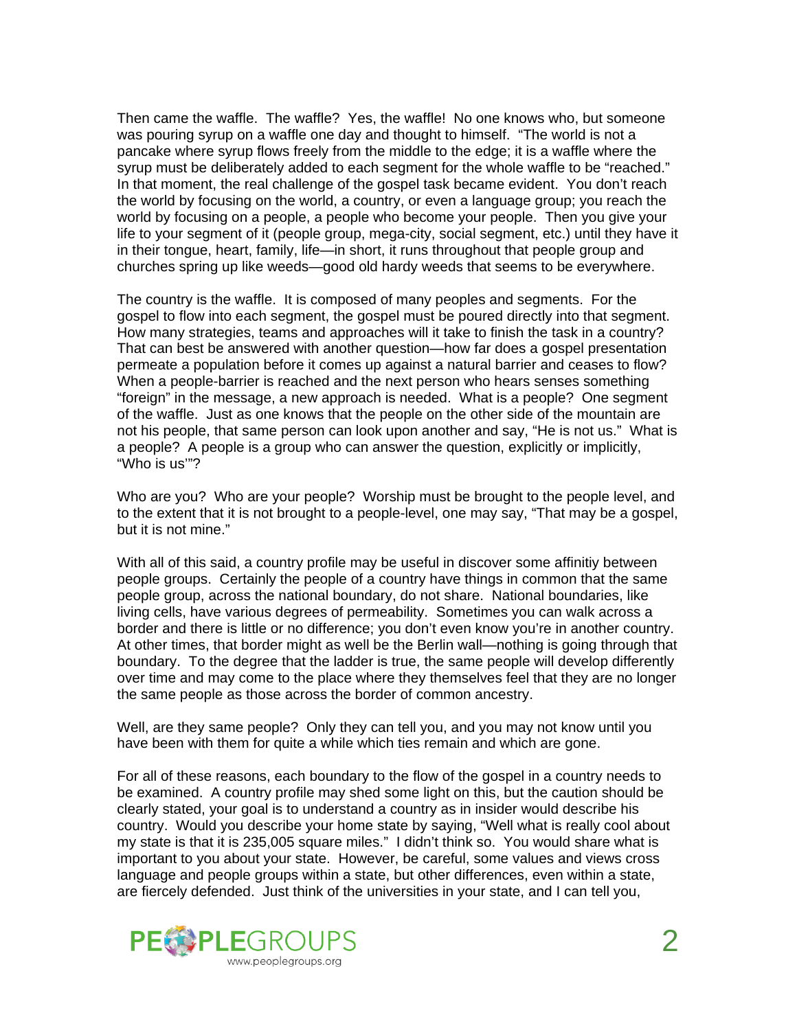Then came the waffle. The waffle? Yes, the waffle! No one knows who, but someone was pouring syrup on a waffle one day and thought to himself. "The world is not a pancake where syrup flows freely from the middle to the edge; it is a waffle where the syrup must be deliberately added to each segment for the whole waffle to be "reached." In that moment, the real challenge of the gospel task became evident. You don't reach the world by focusing on the world, a country, or even a language group; you reach the world by focusing on a people, a people who become your people. Then you give your life to your segment of it (people group, mega-city, social segment, etc.) until they have it in their tongue, heart, family, life—in short, it runs throughout that people group and churches spring up like weeds—good old hardy weeds that seems to be everywhere.

The country is the waffle. It is composed of many peoples and segments. For the gospel to flow into each segment, the gospel must be poured directly into that segment. How many strategies, teams and approaches will it take to finish the task in a country? That can best be answered with another question—how far does a gospel presentation permeate a population before it comes up against a natural barrier and ceases to flow? When a people-barrier is reached and the next person who hears senses something "foreign" in the message, a new approach is needed. What is a people? One segment of the waffle. Just as one knows that the people on the other side of the mountain are not his people, that same person can look upon another and say, "He is not us." What is a people? A people is a group who can answer the question, explicitly or implicitly, "Who is us'"?

Who are you? Who are your people? Worship must be brought to the people level, and to the extent that it is not brought to a people-level, one may say, "That may be a gospel, but it is not mine."

With all of this said, a country profile may be useful in discover some affinitiy between people groups. Certainly the people of a country have things in common that the same people group, across the national boundary, do not share. National boundaries, like living cells, have various degrees of permeability. Sometimes you can walk across a border and there is little or no difference; you don't even know you're in another country. At other times, that border might as well be the Berlin wall—nothing is going through that boundary. To the degree that the ladder is true, the same people will develop differently over time and may come to the place where they themselves feel that they are no longer the same people as those across the border of common ancestry.

Well, are they same people? Only they can tell you, and you may not know until you have been with them for quite a while which ties remain and which are gone.

For all of these reasons, each boundary to the flow of the gospel in a country needs to be examined. A country profile may shed some light on this, but the caution should be clearly stated, your goal is to understand a country as in insider would describe his country. Would you describe your home state by saying, "Well what is really cool about my state is that it is 235,005 square miles." I didn't think so. You would share what is important to you about your state. However, be careful, some values and views cross language and people groups within a state, but other differences, even within a state, are fiercely defended. Just think of the universities in your state, and I can tell you,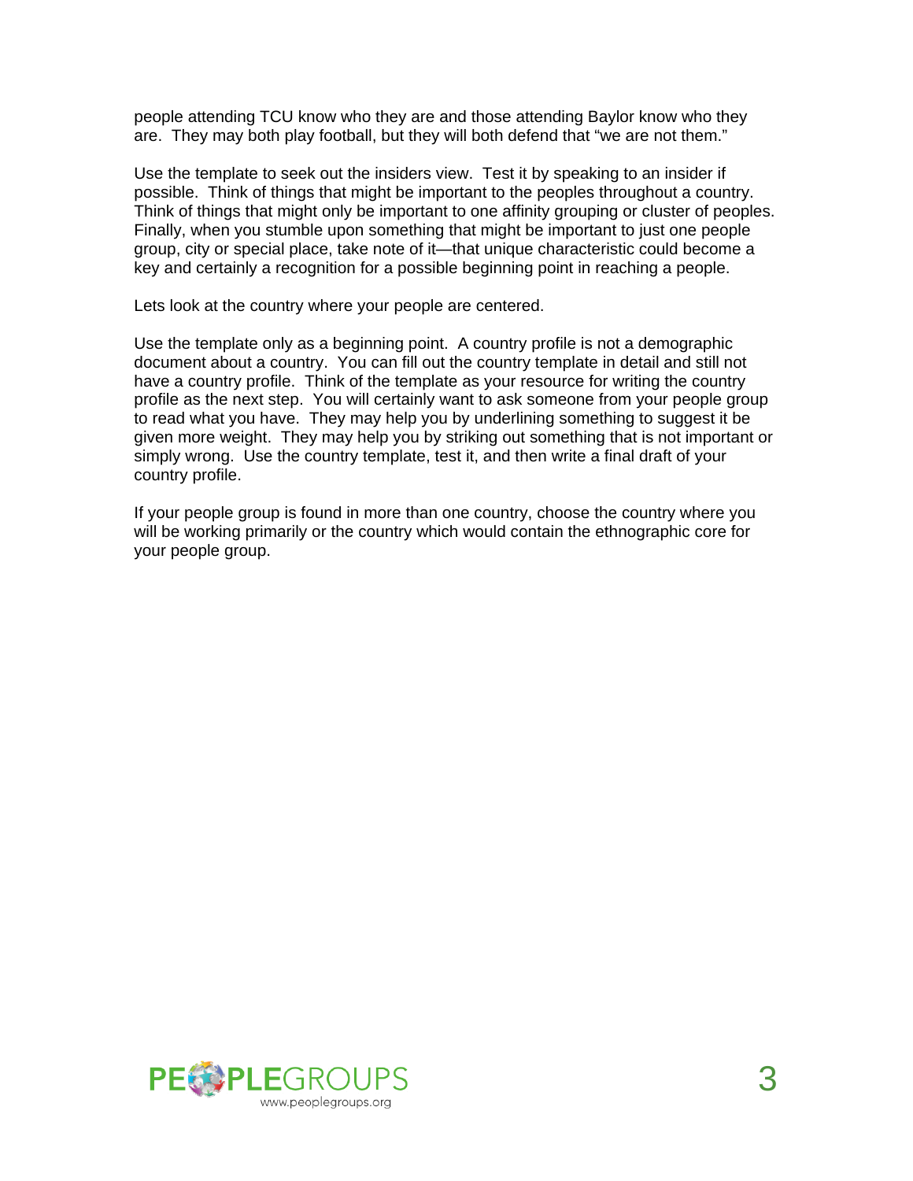people attending TCU know who they are and those attending Baylor know who they are. They may both play football, but they will both defend that "we are not them."

Use the template to seek out the insiders view. Test it by speaking to an insider if possible. Think of things that might be important to the peoples throughout a country. Think of things that might only be important to one affinity grouping or cluster of peoples. Finally, when you stumble upon something that might be important to just one people group, city or special place, take note of it—that unique characteristic could become a key and certainly a recognition for a possible beginning point in reaching a people.

Lets look at the country where your people are centered.

Use the template only as a beginning point. A country profile is not a demographic document about a country. You can fill out the country template in detail and still not have a country profile. Think of the template as your resource for writing the country profile as the next step. You will certainly want to ask someone from your people group to read what you have. They may help you by underlining something to suggest it be given more weight. They may help you by striking out something that is not important or simply wrong. Use the country template, test it, and then write a final draft of your country profile.

If your people group is found in more than one country, choose the country where you will be working primarily or the country which would contain the ethnographic core for your people group.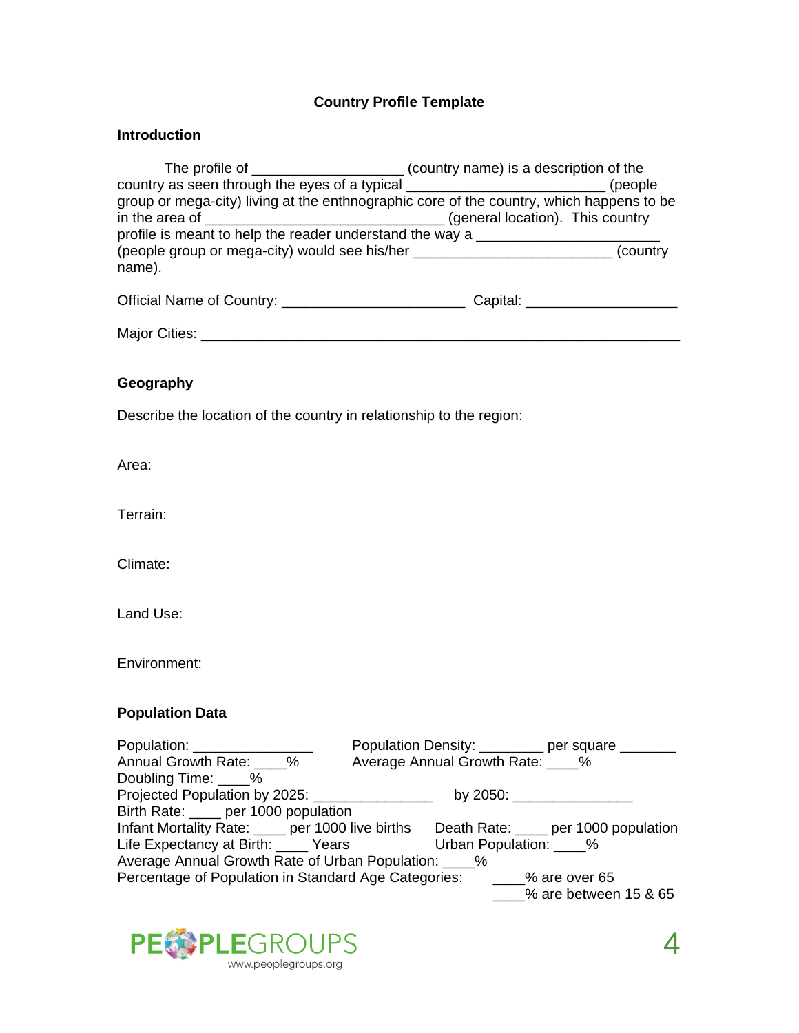# Country Profile Template

## Introduction

The profile of __________________ (country name) is a description of the country as seen through the eyes of a typical ________________________ (people group or mega-city) living at the enthnographic core of the country, which happens to be in the area of _____________________________ (general location). This country profile is meant to help the reader understand the way a ______________________ (people group or mega-city) would see his/her ________________________ (country name).

Official Name of Country: ______________________ Capital: __________________

Major Cities: __________________________________________________________

## Geography

Describe the location of the country in relationship to the region:

Area:

Terrain:

Climate:

Land Use:

Environment:

## Population Data

Population: _______________ Population Density: ________ per square _______

Annual Growth Rate: ____% Average Annual Growth Rate: ____%

Doubling Time: ____%

Projected Population by 2025: _______________ by 2050: _______________

Birth Rate: ____ per 1000 population

Infant Mortality Rate: ____ per 1000 live births Death Rate: ____ per 1000 population

Life Expectancy at Birth: ____ Years Urban Population: ____%

Average Annual Growth Rate of Urban Population: ____%

Percentage of Population in Standard Age Categories:

- ____% are over 65
- ____% are between 15 & 65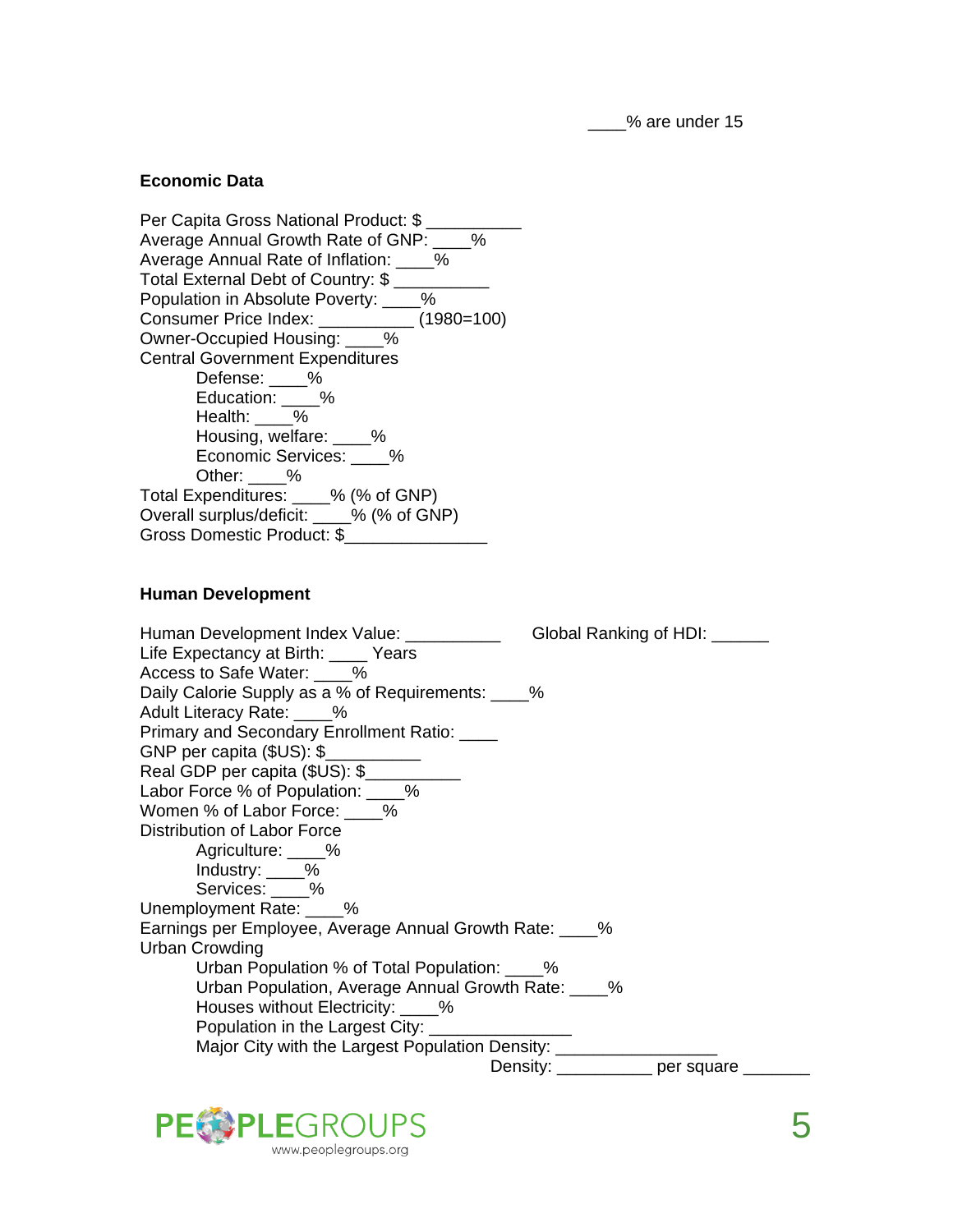____% are under 15

**Economic Data**

Per Capita Gross National Product: $ __________
Average Annual Growth Rate of GNP: ____%
Average Annual Rate of Inflation: ____%
Total External Debt of Country: $ __________
Population in Absolute Poverty: ____%
Consumer Price Index: __________ (1980=100)
Owner-Occupied Housing: ____%
Central Government Expenditures

- Defense: ____%
- Education: ____%
- Health: ____%
- Housing, welfare: ____%
- Economic Services: ____%
- Other: ____%

Total Expenditures: ____% (% of GNP)
Overall surplus/deficit: ____% (% of GNP)
Gross Domestic Product: $_______________

**Human Development**

Human Development Index Value: __________ Global Ranking of HDI: ______
Life Expectancy at Birth: ____ Years
Access to Safe Water: ____%
Daily Calorie Supply as a % of Requirements: ____%
Adult Literacy Rate: ____%
Primary and Secondary Enrollment Ratio: ____
GNP per capita ($US): $__________
Real GDP per capita ($US): $__________
Labor Force % of Population: ____%
Women % of Labor Force: ____%
Distribution of Labor Force

- Agriculture: ____%
- Industry: ____%
- Services: ____%

Unemployment Rate: ____%
Earnings per Employee, Average Annual Growth Rate: ____%
Urban Crowding

- Urban Population % of Total Population: ____%
- Urban Population, Average Annual Growth Rate: ____%
- Houses without Electricity: ____%
- Population in the Largest City: _______________
- Major City with the Largest Population Density: _________________

Density: __________ per square _______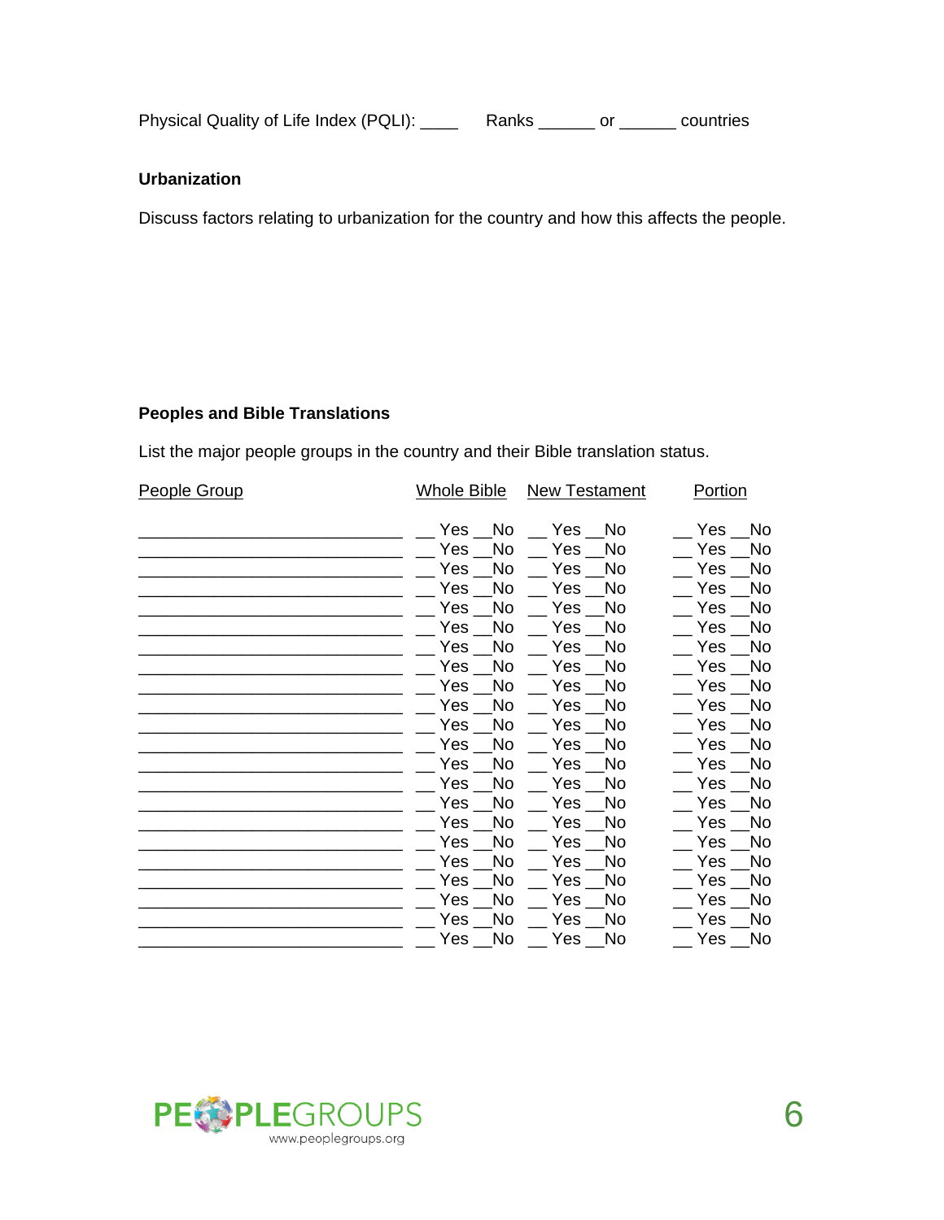Physical Quality of Life Index (PQLI): ____ Ranks ______ or ______ countries

**Urbanization**

Discuss factors relating to urbanization for the country and how this affects the people.

**Peoples and Bible Translations**

List the major people groups in the country and their Bible translation status.

| People Group | Whole Bible | New Testament | Portion |
|---|---|---|---|
| ____________________________ | __ Yes __No | __ Yes __No | __ Yes __No |
| ____________________________ | __ Yes __No | __ Yes __No | __ Yes __No |
| ____________________________ | __ Yes __No | __ Yes __No | __ Yes __No |
| ____________________________ | __ Yes __No | __ Yes __No | __ Yes __No |
| ____________________________ | __ Yes __No | __ Yes __No | __ Yes __No |
| ____________________________ | __ Yes __No | __ Yes __No | __ Yes __No |
| ____________________________ | __ Yes __No | __ Yes __No | __ Yes __No |
| ____________________________ | __ Yes __No | __ Yes __No | __ Yes __No |
| ____________________________ | __ Yes __No | __ Yes __No | __ Yes __No |
| ____________________________ | __ Yes __No | __ Yes __No | __ Yes __No |
| ____________________________ | __ Yes __No | __ Yes __No | __ Yes __No |
| ____________________________ | __ Yes __No | __ Yes __No | __ Yes __No |
| ____________________________ | __ Yes __No | __ Yes __No | __ Yes __No |
| ____________________________ | __ Yes __No | __ Yes __No | __ Yes __No |
| ____________________________ | __ Yes __No | __ Yes __No | __ Yes __No |
| ____________________________ | __ Yes __No | __ Yes __No | __ Yes __No |
| ____________________________ | __ Yes __No | __ Yes __No | __ Yes __No |
| ____________________________ | __ Yes __No | __ Yes __No | __ Yes __No |
| ____________________________ | __ Yes __No | __ Yes __No | __ Yes __No |
| ____________________________ | __ Yes __No | __ Yes __No | __ Yes __No |
| ____________________________ | __ Yes __No | __ Yes __No | __ Yes __No |
| ____________________________ | __ Yes __No | __ Yes __No | __ Yes __No |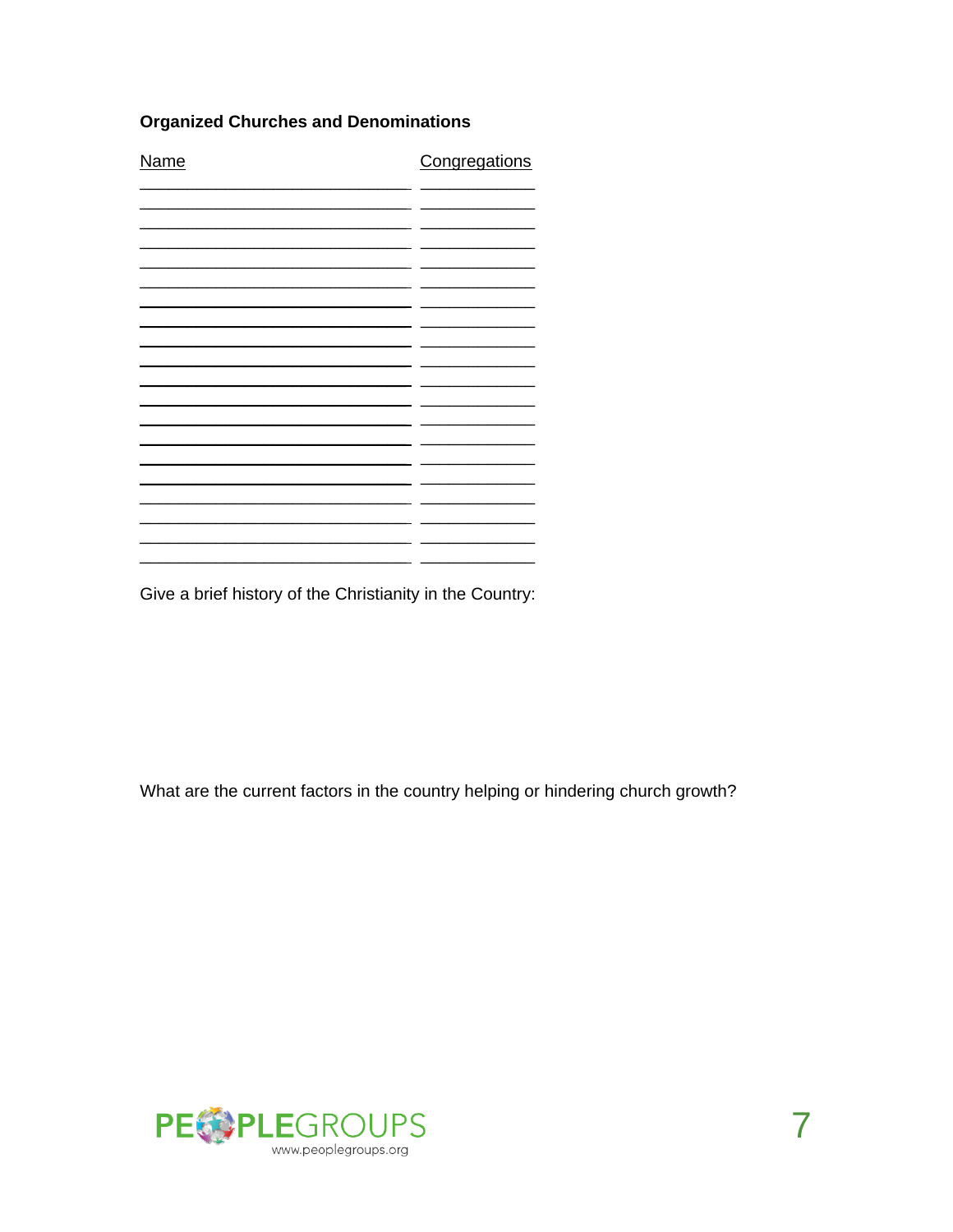**Organized Churches and Denominations**

| Name | Congregations |
| --- | --- |
| | |
| | |
| | |
| | |
| | |
| | |
| | |
| | |
| | |
| | |
| | |
| | |
| | |
| | |
| | |
| | |
| | |
| | |
| | |
| | |

Give a brief history of the Christianity in the Country:

What are the current factors in the country helping or hindering church growth?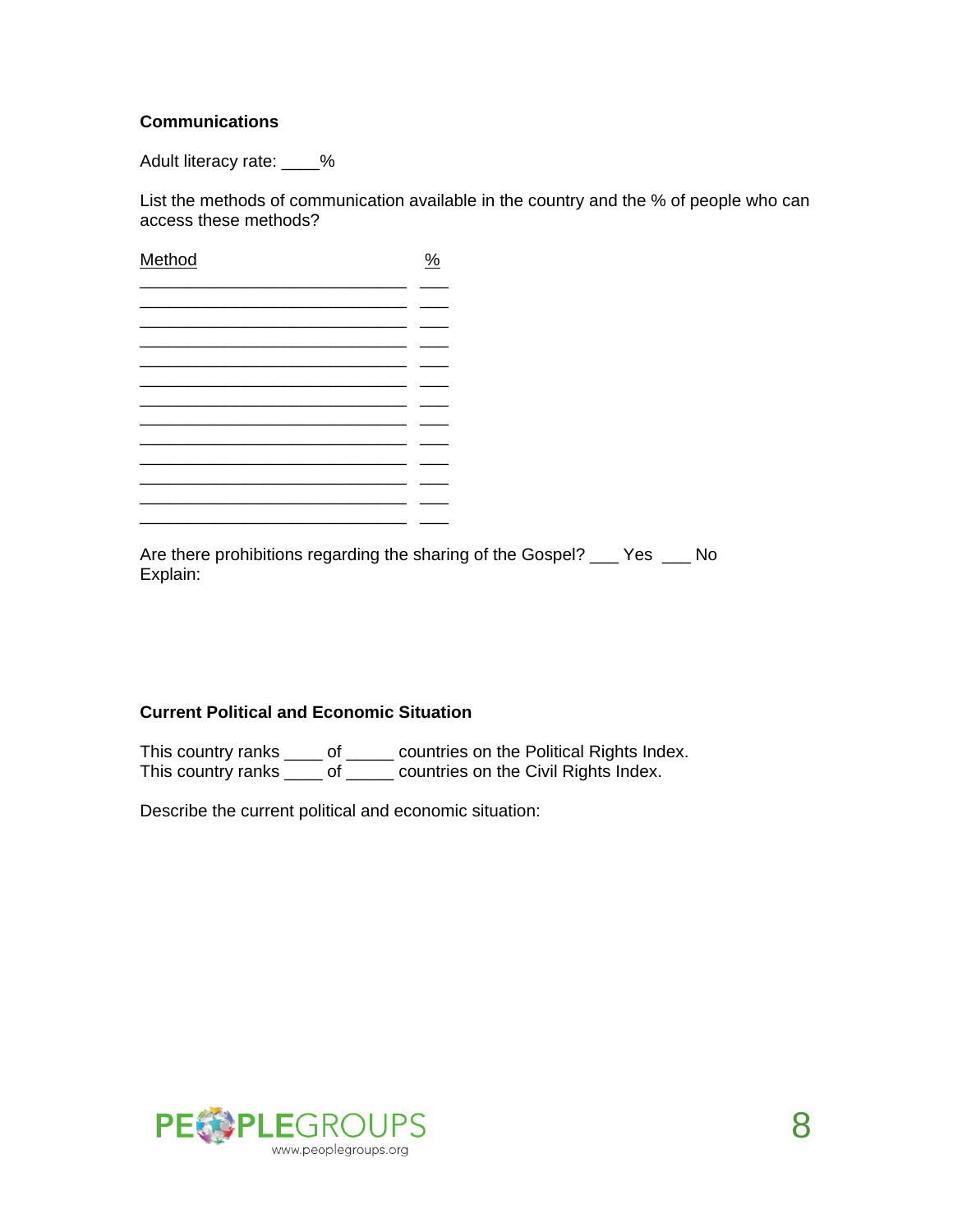**Communications**

Adult literacy rate: ____%

List the methods of communication available in the country and the % of people who can access these methods?

| Method | % |
| --- | --- |
| ____________________________ | ___ |
| ____________________________ | ___ |
| ____________________________ | ___ |
| ____________________________ | ___ |
| ____________________________ | ___ |
| ____________________________ | ___ |
| ____________________________ | ___ |
| ____________________________ | ___ |
| ____________________________ | ___ |
| ____________________________ | ___ |
| ____________________________ | ___ |
| ____________________________ | ___ |
| ____________________________ | ___ |

Are there prohibitions regarding the sharing of the Gospel? ___ Yes ___ No
Explain:

**Current Political and Economic Situation**

This country ranks ____ of _____ countries on the Political Rights Index.
This country ranks ____ of _____ countries on the Civil Rights Index.

Describe the current political and economic situation: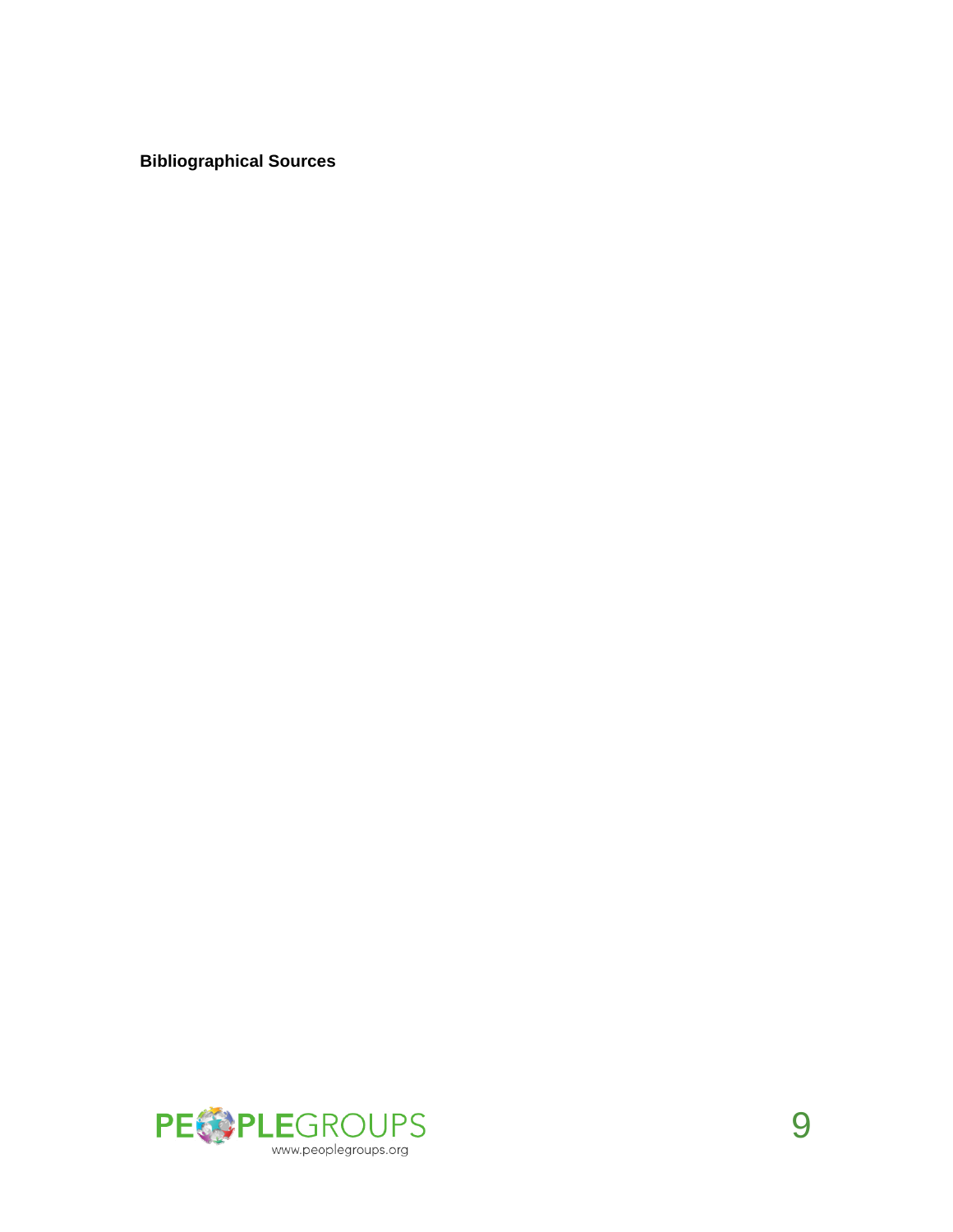**Bibliographical Sources**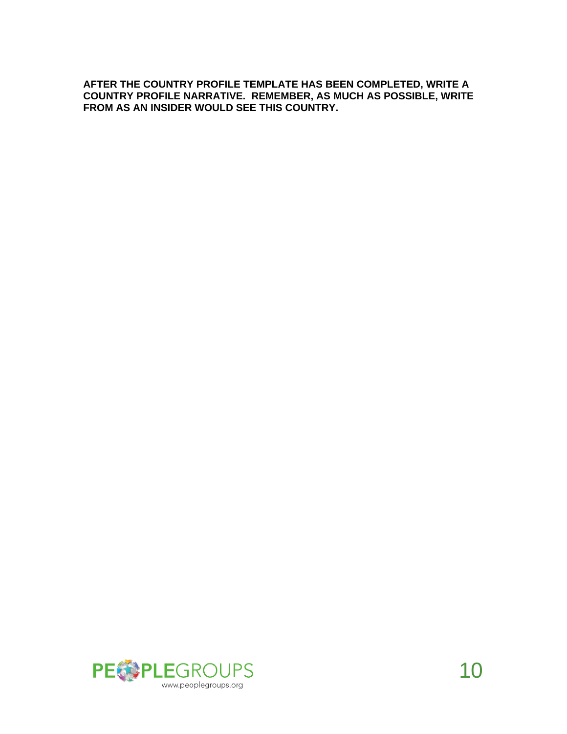**AFTER THE COUNTRY PROFILE TEMPLATE HAS BEEN COMPLETED, WRITE A COUNTRY PROFILE NARRATIVE. REMEMBER, AS MUCH AS POSSIBLE, WRITE FROM AS AN INSIDER WOULD SEE THIS COUNTRY.**